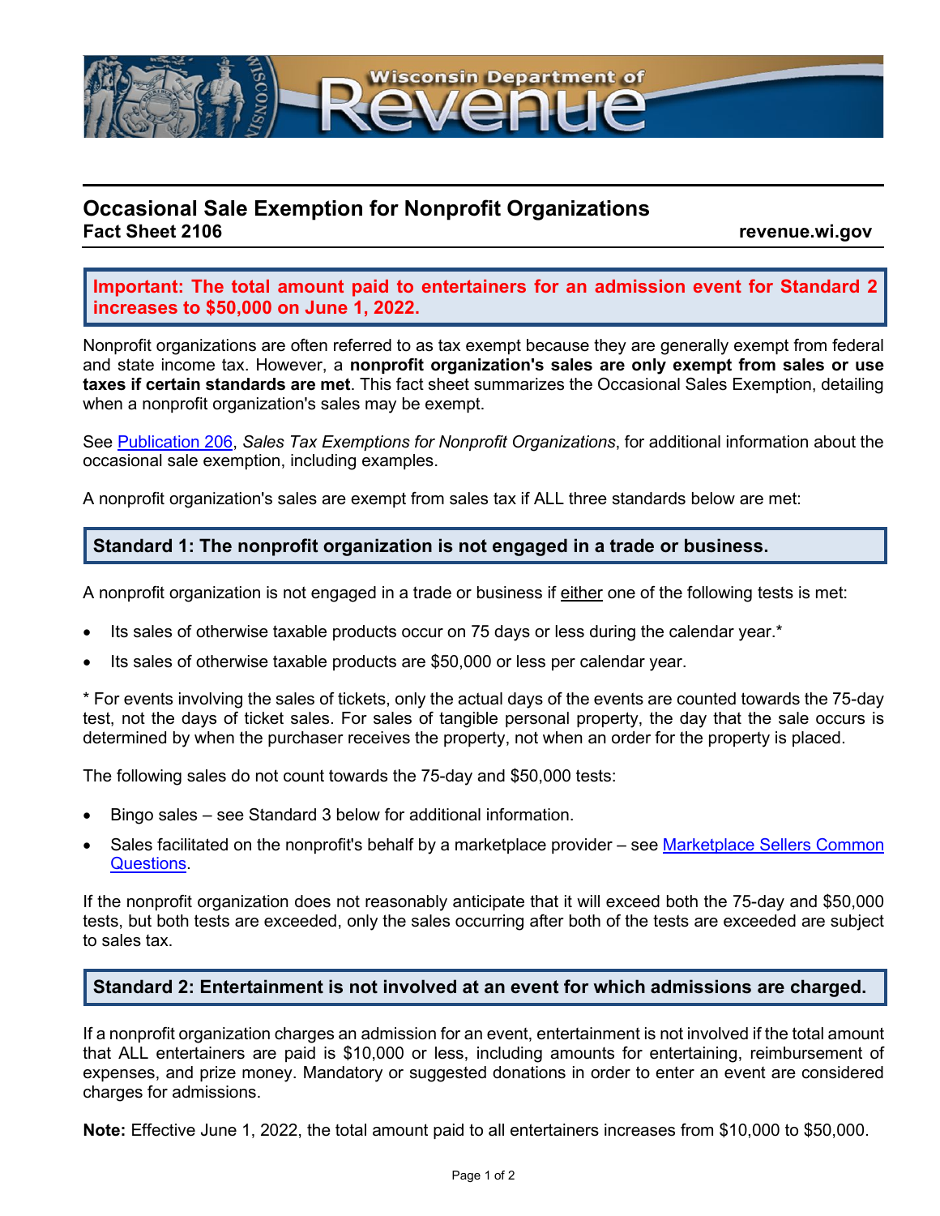# Occasional Sale Exemption for Nonprofit Organizations

**Fact Sheet 2106** **revenue.wi.gov**

**Important: The total amount paid to entertainers for an admission event for Standard 2 increases to $50,000 on June 1, 2022.**

Nonprofit organizations are often referred to as tax exempt because they are generally exempt from federal and state income tax. However, a **nonprofit organization's sales are only exempt from sales or use taxes if certain standards are met**. This fact sheet summarizes the Occasional Sales Exemption, detailing when a nonprofit organization's sales may be exempt.

See Publication 206, *Sales Tax Exemptions for Nonprofit Organizations*, for additional information about the occasional sale exemption, including examples.

A nonprofit organization's sales are exempt from sales tax if ALL three standards below are met:

## Standard 1: The nonprofit organization is not engaged in a trade or business.

A nonprofit organization is not engaged in a trade or business if either one of the following tests is met:

- Its sales of otherwise taxable products occur on 75 days or less during the calendar year.*
- Its sales of otherwise taxable products are $50,000 or less per calendar year.

* For events involving the sales of tickets, only the actual days of the events are counted towards the 75-day test, not the days of ticket sales. For sales of tangible personal property, the day that the sale occurs is determined by when the purchaser receives the property, not when an order for the property is placed.

The following sales do not count towards the 75-day and $50,000 tests:

- Bingo sales – see Standard 3 below for additional information.
- Sales facilitated on the nonprofit's behalf by a marketplace provider – see Marketplace Sellers Common Questions.

If the nonprofit organization does not reasonably anticipate that it will exceed both the 75-day and $50,000 tests, but both tests are exceeded, only the sales occurring after both of the tests are exceeded are subject to sales tax.

## Standard 2: Entertainment is not involved at an event for which admissions are charged.

If a nonprofit organization charges an admission for an event, entertainment is not involved if the total amount that ALL entertainers are paid is $10,000 or less, including amounts for entertaining, reimbursement of expenses, and prize money. Mandatory or suggested donations in order to enter an event are considered charges for admissions.

**Note:** Effective June 1, 2022, the total amount paid to all entertainers increases from $10,000 to $50,000.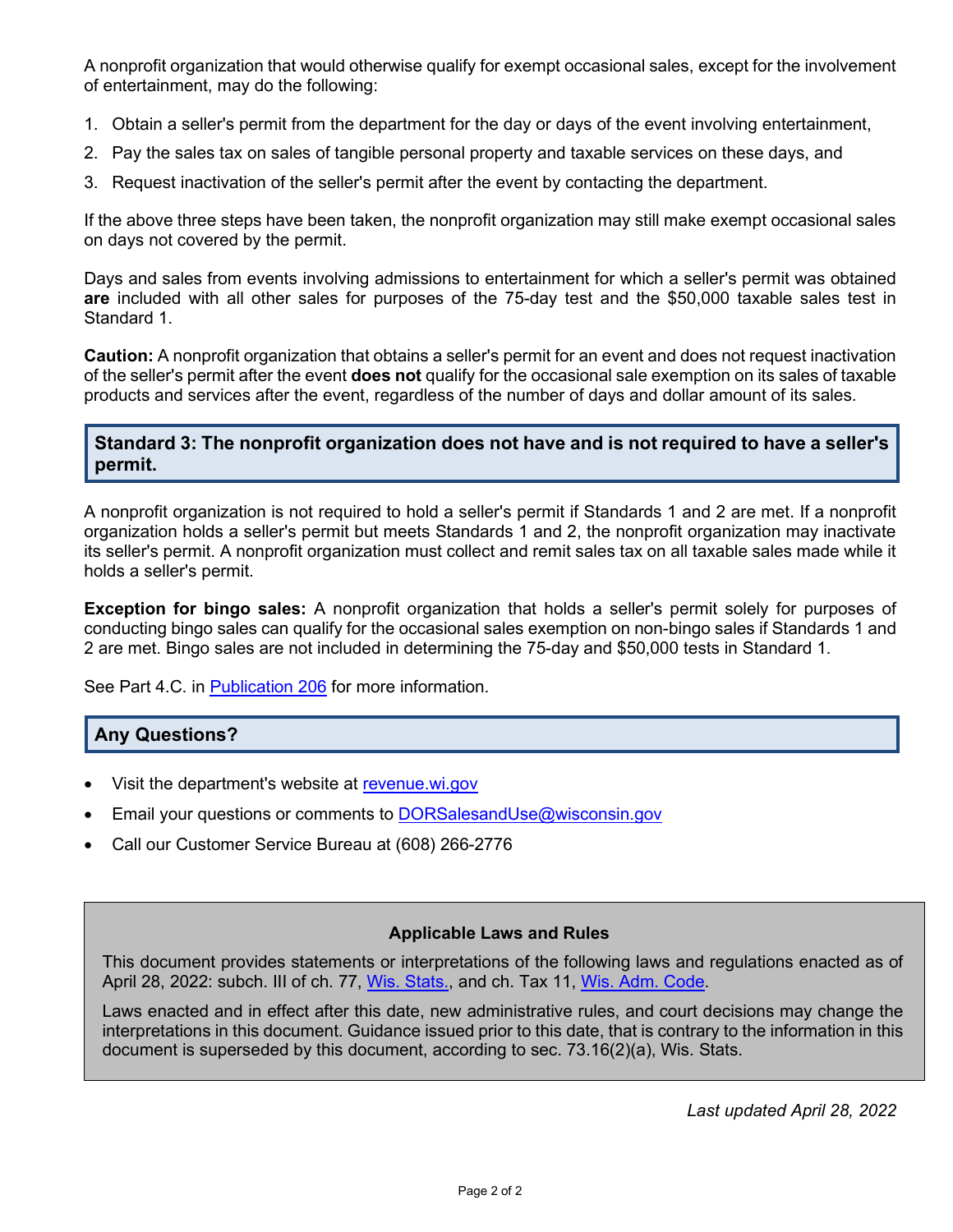A nonprofit organization that would otherwise qualify for exempt occasional sales, except for the involvement of entertainment, may do the following:

1. Obtain a seller's permit from the department for the day or days of the event involving entertainment,
2. Pay the sales tax on sales of tangible personal property and taxable services on these days, and
3. Request inactivation of the seller's permit after the event by contacting the department.

If the above three steps have been taken, the nonprofit organization may still make exempt occasional sales on days not covered by the permit.

Days and sales from events involving admissions to entertainment for which a seller's permit was obtained **are** included with all other sales for purposes of the 75-day test and the $50,000 taxable sales test in Standard 1.

**Caution:** A nonprofit organization that obtains a seller's permit for an event and does not request inactivation of the seller's permit after the event **does not** qualify for the occasional sale exemption on its sales of taxable products and services after the event, regardless of the number of days and dollar amount of its sales.

## Standard 3: The nonprofit organization does not have and is not required to have a seller's permit.

A nonprofit organization is not required to hold a seller's permit if Standards 1 and 2 are met. If a nonprofit organization holds a seller's permit but meets Standards 1 and 2, the nonprofit organization may inactivate its seller's permit. A nonprofit organization must collect and remit sales tax on all taxable sales made while it holds a seller's permit.

**Exception for bingo sales:** A nonprofit organization that holds a seller's permit solely for purposes of conducting bingo sales can qualify for the occasional sales exemption on non-bingo sales if Standards 1 and 2 are met. Bingo sales are not included in determining the 75-day and $50,000 tests in Standard 1.

See Part 4.C. in Publication 206 for more information.

## Any Questions?

- Visit the department's website at revenue.wi.gov
- Email your questions or comments to DORSalesandUse@wisconsin.gov
- Call our Customer Service Bureau at (608) 266-2776

**Applicable Laws and Rules**

This document provides statements or interpretations of the following laws and regulations enacted as of April 28, 2022: subch. III of ch. 77, Wis. Stats., and ch. Tax 11, Wis. Adm. Code.

Laws enacted and in effect after this date, new administrative rules, and court decisions may change the interpretations in this document. Guidance issued prior to this date, that is contrary to the information in this document is superseded by this document, according to sec. 73.16(2)(a), Wis. Stats.

*Last updated April 28, 2022*